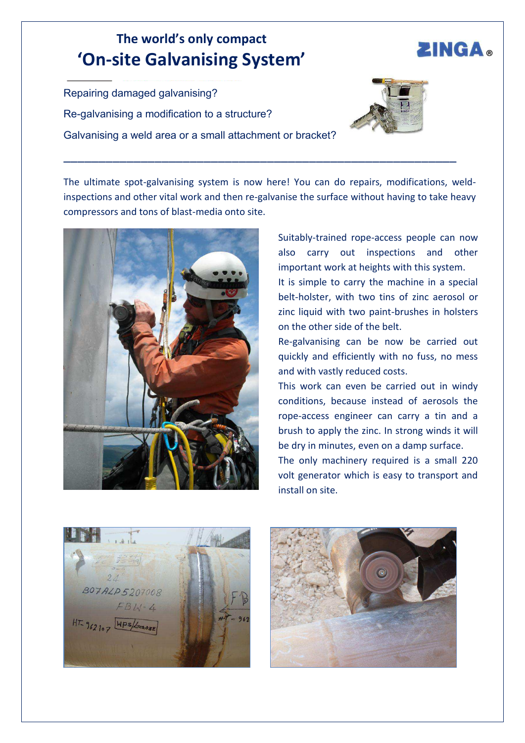# The world's only compact
# 'On-site Galvanising System'

ZINGA®

Repairing damaged galvanising?

Re-galvanising a modification to a structure?

Galvanising a weld area or a small attachment or bracket?

---

The ultimate spot-galvanising system is now here! You can do repairs, modifications, weld-inspections and other vital work and then re-galvanise the surface without having to take heavy compressors and tons of blast-media onto site.

Suitably-trained rope-access people can now also carry out inspections and other important work at heights with this system.

It is simple to carry the machine in a special belt-holster, with two tins of zinc aerosol or zinc liquid with two paint-brushes in holsters on the other side of the belt.

Re-galvanising can be now be carried out quickly and efficiently with no fuss, no mess and with vastly reduced costs.

This work can even be carried out in windy conditions, because instead of aerosols the rope-access engineer can carry a tin and a brush to apply the zinc. In strong winds it will be dry in minutes, even on a damp surface.

The only machinery required is a small 220 volt generator which is easy to transport and install on site.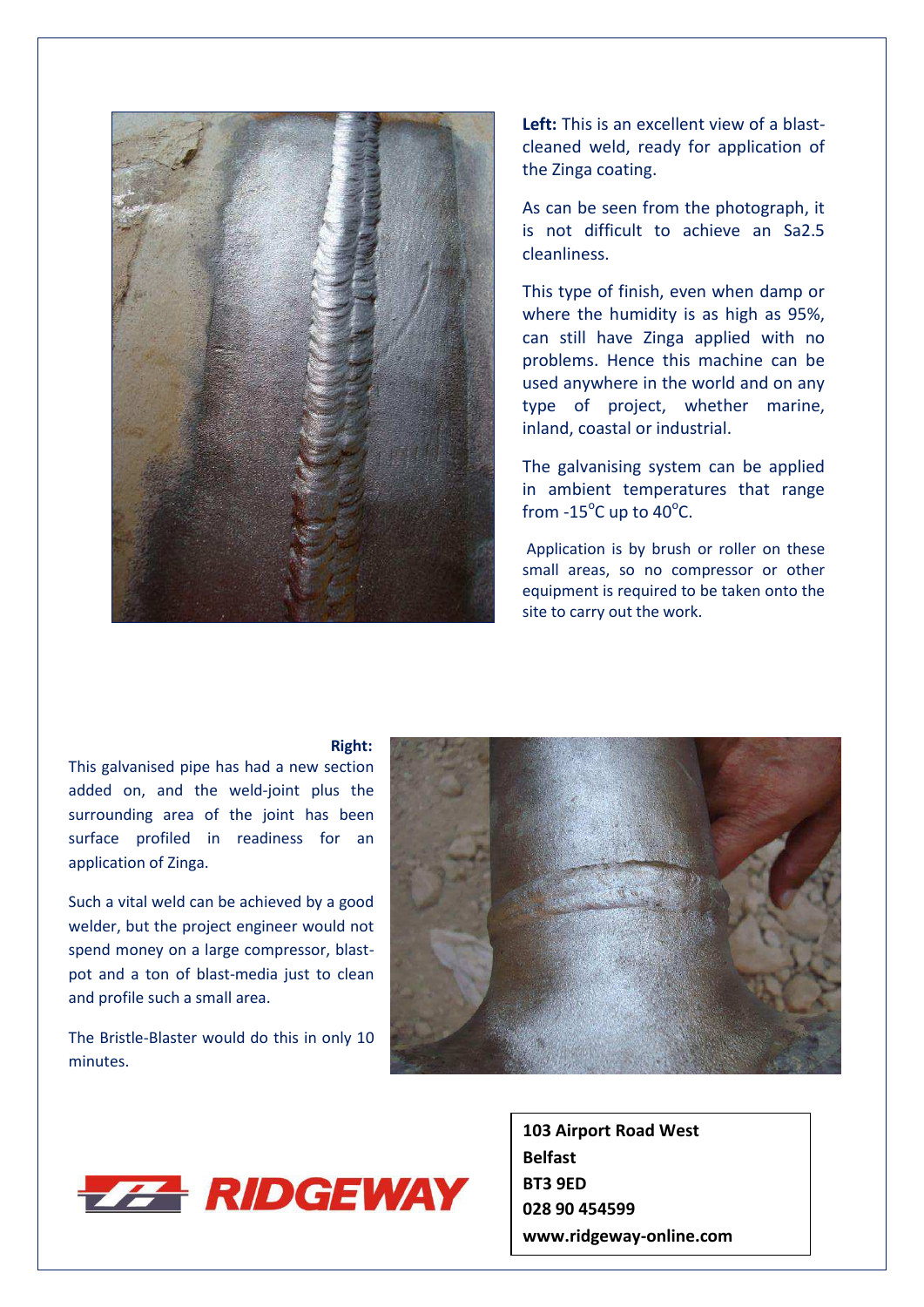**Left:** This is an excellent view of a blast-cleaned weld, ready for application of the Zinga coating.

As can be seen from the photograph, it is not difficult to achieve an Sa2.5 cleanliness.

This type of finish, even when damp or where the humidity is as high as 95%, can still have Zinga applied with no problems. Hence this machine can be used anywhere in the world and on any type of project, whether marine, inland, coastal or industrial.

The galvanising system can be applied in ambient temperatures that range from -15°C up to 40°C.

Application is by brush or roller on these small areas, so no compressor or other equipment is required to be taken onto the site to carry out the work.

**Right:**

This galvanised pipe has had a new section added on, and the weld-joint plus the surrounding area of the joint has been surface profiled in readiness for an application of Zinga.

Such a vital weld can be achieved by a good welder, but the project engineer would not spend money on a large compressor, blast-pot and a ton of blast-media just to clean and profile such a small area.

The Bristle-Blaster would do this in only 10 minutes.

RIDGEWAY

**103 Airport Road West**
**Belfast**
**BT3 9ED**
**028 90 454599**
**www.ridgeway-online.com**